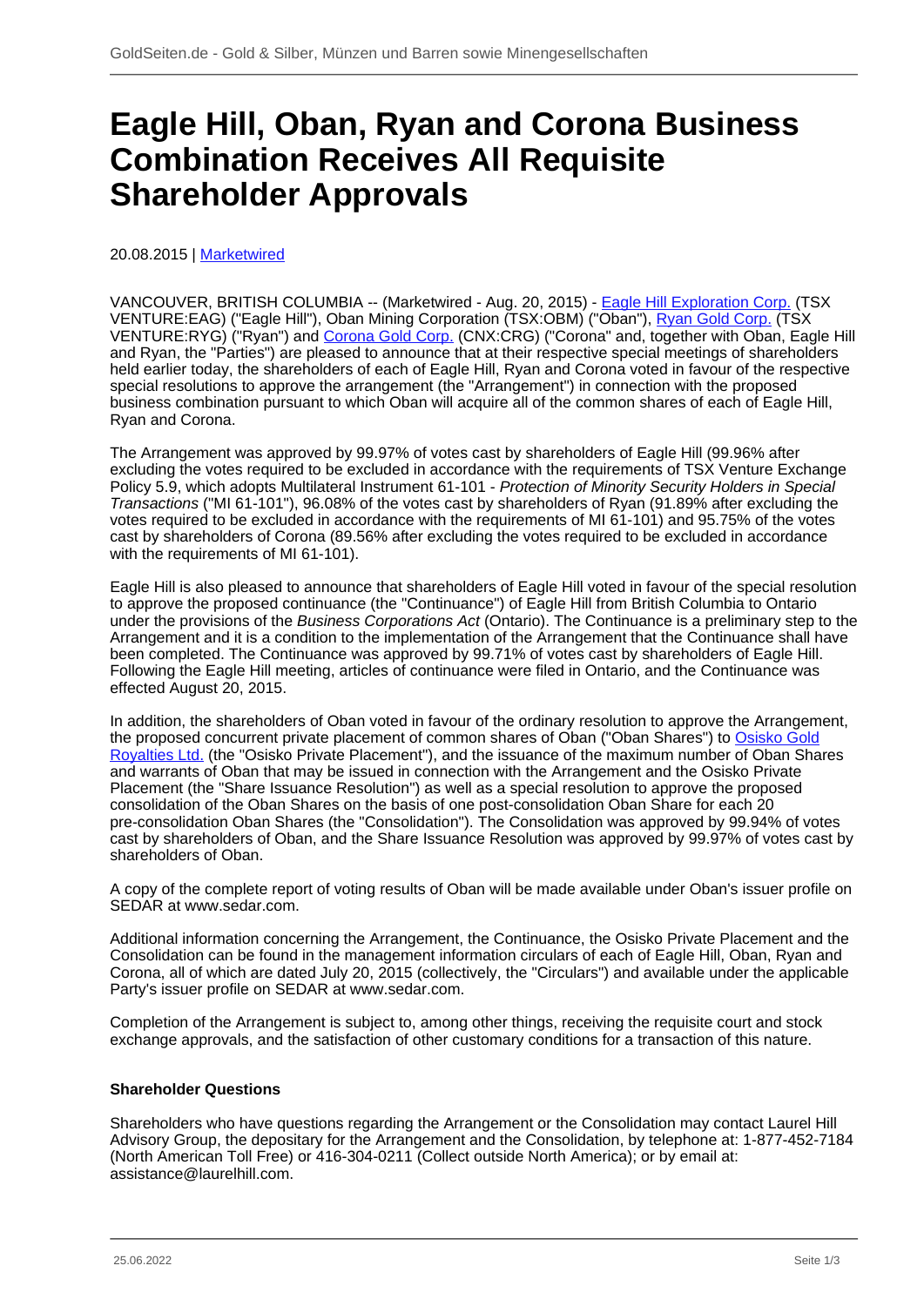# Eagle Hill, Oban, Ryan and Corona Business Combination Receives All Requisite Shareholder Approvals

20.08.2015 | Marketwired

VANCOUVER, BRITISH COLUMBIA -- (Marketwired - Aug. 20, 2015) - Eagle Hill Exploration Corp. (TSX VENTURE:EAG) ("Eagle Hill"), Oban Mining Corporation (TSX:OBM) ("Oban"), Ryan Gold Corp. (TSX VENTURE:RYG) ("Ryan") and Corona Gold Corp. (CNX:CRG) ("Corona" and, together with Oban, Eagle Hill and Ryan, the "Parties") are pleased to announce that at their respective special meetings of shareholders held earlier today, the shareholders of each of Eagle Hill, Ryan and Corona voted in favour of the respective special resolutions to approve the arrangement (the "Arrangement") in connection with the proposed business combination pursuant to which Oban will acquire all of the common shares of each of Eagle Hill, Ryan and Corona.

The Arrangement was approved by 99.97% of votes cast by shareholders of Eagle Hill (99.96% after excluding the votes required to be excluded in accordance with the requirements of TSX Venture Exchange Policy 5.9, which adopts Multilateral Instrument 61-101 - *Protection of Minority Security Holders in Special Transactions* ("MI 61-101"), 96.08% of the votes cast by shareholders of Ryan (91.89% after excluding the votes required to be excluded in accordance with the requirements of MI 61-101) and 95.75% of the votes cast by shareholders of Corona (89.56% after excluding the votes required to be excluded in accordance with the requirements of MI 61-101).

Eagle Hill is also pleased to announce that shareholders of Eagle Hill voted in favour of the special resolution to approve the proposed continuance (the "Continuance") of Eagle Hill from British Columbia to Ontario under the provisions of the *Business Corporations Act* (Ontario). The Continuance is a preliminary step to the Arrangement and it is a condition to the implementation of the Arrangement that the Continuance shall have been completed. The Continuance was approved by 99.71% of votes cast by shareholders of Eagle Hill. Following the Eagle Hill meeting, articles of continuance were filed in Ontario, and the Continuance was effected August 20, 2015.

In addition, the shareholders of Oban voted in favour of the ordinary resolution to approve the Arrangement, the proposed concurrent private placement of common shares of Oban ("Oban Shares") to Osisko Gold Royalties Ltd. (the "Osisko Private Placement"), and the issuance of the maximum number of Oban Shares and warrants of Oban that may be issued in connection with the Arrangement and the Osisko Private Placement (the "Share Issuance Resolution") as well as a special resolution to approve the proposed consolidation of the Oban Shares on the basis of one post-consolidation Oban Share for each 20 pre-consolidation Oban Shares (the "Consolidation"). The Consolidation was approved by 99.94% of votes cast by shareholders of Oban, and the Share Issuance Resolution was approved by 99.97% of votes cast by shareholders of Oban.

A copy of the complete report of voting results of Oban will be made available under Oban's issuer profile on SEDAR at www.sedar.com.

Additional information concerning the Arrangement, the Continuance, the Osisko Private Placement and the Consolidation can be found in the management information circulars of each of Eagle Hill, Oban, Ryan and Corona, all of which are dated July 20, 2015 (collectively, the "Circulars") and available under the applicable Party's issuer profile on SEDAR at www.sedar.com.

Completion of the Arrangement is subject to, among other things, receiving the requisite court and stock exchange approvals, and the satisfaction of other customary conditions for a transaction of this nature.

**Shareholder Questions**

Shareholders who have questions regarding the Arrangement or the Consolidation may contact Laurel Hill Advisory Group, the depositary for the Arrangement and the Consolidation, by telephone at: 1-877-452-7184 (North American Toll Free) or 416-304-0211 (Collect outside North America); or by email at: assistance@laurelhill.com.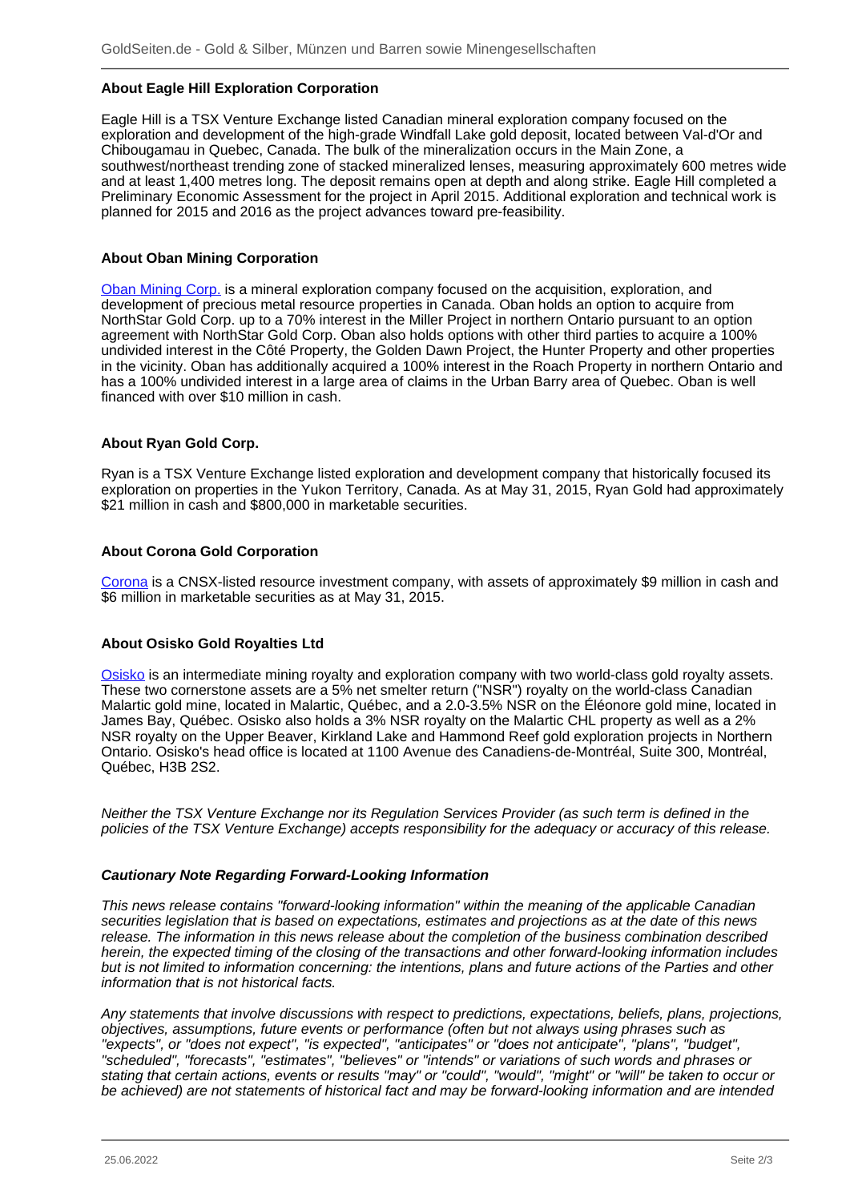**About Eagle Hill Exploration Corporation**

Eagle Hill is a TSX Venture Exchange listed Canadian mineral exploration company focused on the exploration and development of the high-grade Windfall Lake gold deposit, located between Val-d'Or and Chibougamau in Quebec, Canada. The bulk of the mineralization occurs in the Main Zone, a southwest/northeast trending zone of stacked mineralized lenses, measuring approximately 600 metres wide and at least 1,400 metres long. The deposit remains open at depth and along strike. Eagle Hill completed a Preliminary Economic Assessment for the project in April 2015. Additional exploration and technical work is planned for 2015 and 2016 as the project advances toward pre-feasibility.

**About Oban Mining Corporation**

Oban Mining Corp. is a mineral exploration company focused on the acquisition, exploration, and development of precious metal resource properties in Canada. Oban holds an option to acquire from NorthStar Gold Corp. up to a 70% interest in the Miller Project in northern Ontario pursuant to an option agreement with NorthStar Gold Corp. Oban also holds options with other third parties to acquire a 100% undivided interest in the Côté Property, the Golden Dawn Project, the Hunter Property and other properties in the vicinity. Oban has additionally acquired a 100% interest in the Roach Property in northern Ontario and has a 100% undivided interest in a large area of claims in the Urban Barry area of Quebec. Oban is well financed with over $10 million in cash.

**About Ryan Gold Corp.**

Ryan is a TSX Venture Exchange listed exploration and development company that historically focused its exploration on properties in the Yukon Territory, Canada. As at May 31, 2015, Ryan Gold had approximately $21 million in cash and $800,000 in marketable securities.

**About Corona Gold Corporation**

Corona is a CNSX-listed resource investment company, with assets of approximately $9 million in cash and $6 million in marketable securities as at May 31, 2015.

**About Osisko Gold Royalties Ltd**

Osisko is an intermediate mining royalty and exploration company with two world-class gold royalty assets. These two cornerstone assets are a 5% net smelter return ("NSR") royalty on the world-class Canadian Malartic gold mine, located in Malartic, Québec, and a 2.0-3.5% NSR on the Éléonore gold mine, located in James Bay, Québec. Osisko also holds a 3% NSR royalty on the Malartic CHL property as well as a 2% NSR royalty on the Upper Beaver, Kirkland Lake and Hammond Reef gold exploration projects in Northern Ontario. Osisko's head office is located at 1100 Avenue des Canadiens-de-Montréal, Suite 300, Montréal, Québec, H3B 2S2.

*Neither the TSX Venture Exchange nor its Regulation Services Provider (as such term is defined in the policies of the TSX Venture Exchange) accepts responsibility for the adequacy or accuracy of this release.*

***Cautionary Note Regarding Forward-Looking Information***

*This news release contains "forward-looking information" within the meaning of the applicable Canadian securities legislation that is based on expectations, estimates and projections as at the date of this news release. The information in this news release about the completion of the business combination described herein, the expected timing of the closing of the transactions and other forward-looking information includes but is not limited to information concerning: the intentions, plans and future actions of the Parties and other information that is not historical facts.*

*Any statements that involve discussions with respect to predictions, expectations, beliefs, plans, projections, objectives, assumptions, future events or performance (often but not always using phrases such as "expects", or "does not expect", "is expected", "anticipates" or "does not anticipate", "plans", "budget", "scheduled", "forecasts", "estimates", "believes" or "intends" or variations of such words and phrases or stating that certain actions, events or results "may" or "could", "would", "might" or "will" be taken to occur or be achieved) are not statements of historical fact and may be forward-looking information and are intended*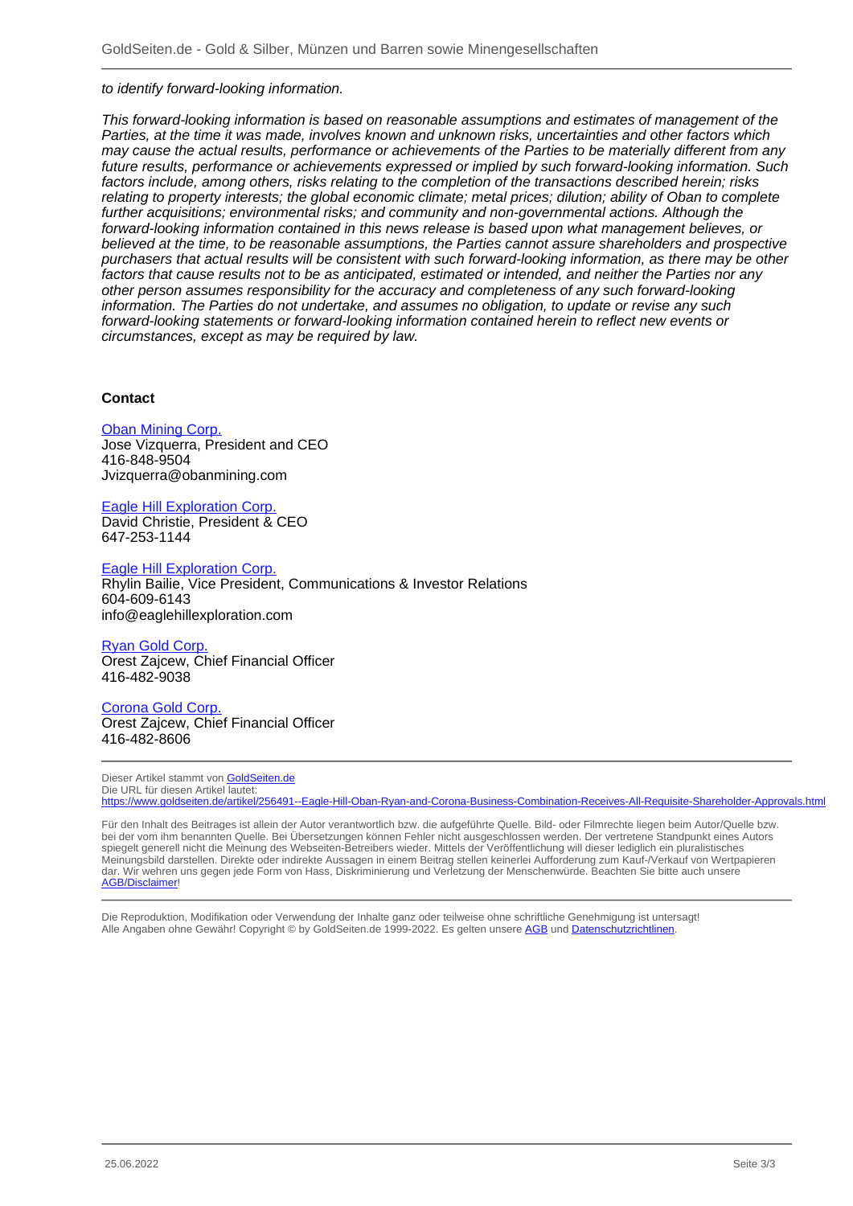*to identify forward-looking information.*

*This forward-looking information is based on reasonable assumptions and estimates of management of the Parties, at the time it was made, involves known and unknown risks, uncertainties and other factors which may cause the actual results, performance or achievements of the Parties to be materially different from any future results, performance or achievements expressed or implied by such forward-looking information. Such factors include, among others, risks relating to the completion of the transactions described herein; risks relating to property interests; the global economic climate; metal prices; dilution; ability of Oban to complete further acquisitions; environmental risks; and community and non-governmental actions. Although the forward-looking information contained in this news release is based upon what management believes, or believed at the time, to be reasonable assumptions, the Parties cannot assure shareholders and prospective purchasers that actual results will be consistent with such forward-looking information, as there may be other factors that cause results not to be as anticipated, estimated or intended, and neither the Parties nor any other person assumes responsibility for the accuracy and completeness of any such forward-looking information. The Parties do not undertake, and assumes no obligation, to update or revise any such forward-looking statements or forward-looking information contained herein to reflect new events or circumstances, except as may be required by law.*

**Contact**

Oban Mining Corp.
Jose Vizquerra, President and CEO
416-848-9504
Jvizquerra@obanmining.com

Eagle Hill Exploration Corp.
David Christie, President & CEO
647-253-1144

Eagle Hill Exploration Corp.
Rhylin Bailie, Vice President, Communications & Investor Relations
604-609-6143
info@eaglehillexploration.com

Ryan Gold Corp.
Orest Zajcew, Chief Financial Officer
416-482-9038

Corona Gold Corp.
Orest Zajcew, Chief Financial Officer
416-482-8606

---

Dieser Artikel stammt von GoldSeiten.de
Die URL für diesen Artikel lautet:
https://www.goldseiten.de/artikel/256491--Eagle-Hill-Oban-Ryan-and-Corona-Business-Combination-Receives-All-Requisite-Shareholder-Approvals.html

Für den Inhalt des Beitrages ist allein der Autor verantwortlich bzw. die aufgeführte Quelle. Bild- oder Filmrechte liegen beim Autor/Quelle bzw. bei der vom ihm benannten Quelle. Bei Übersetzungen können Fehler nicht ausgeschlossen werden. Der vertretene Standpunkt eines Autors spiegelt generell nicht die Meinung des Webseiten-Betreibers wieder. Mittels der Veröffentlichung will dieser lediglich ein pluralistisches Meinungsbild darstellen. Direkte oder indirekte Aussagen in einem Beitrag stellen keinerlei Aufforderung zum Kauf-/Verkauf von Wertpapieren dar. Wir wehren uns gegen jede Form von Hass, Diskriminierung und Verletzung der Menschenwürde. Beachten Sie bitte auch unsere AGB/Disclaimer!

---

Die Reproduktion, Modifikation oder Verwendung der Inhalte ganz oder teilweise ohne schriftliche Genehmigung ist untersagt!
Alle Angaben ohne Gewähr! Copyright © by GoldSeiten.de 1999-2022. Es gelten unsere AGB und Datenschutzrichtlinen.